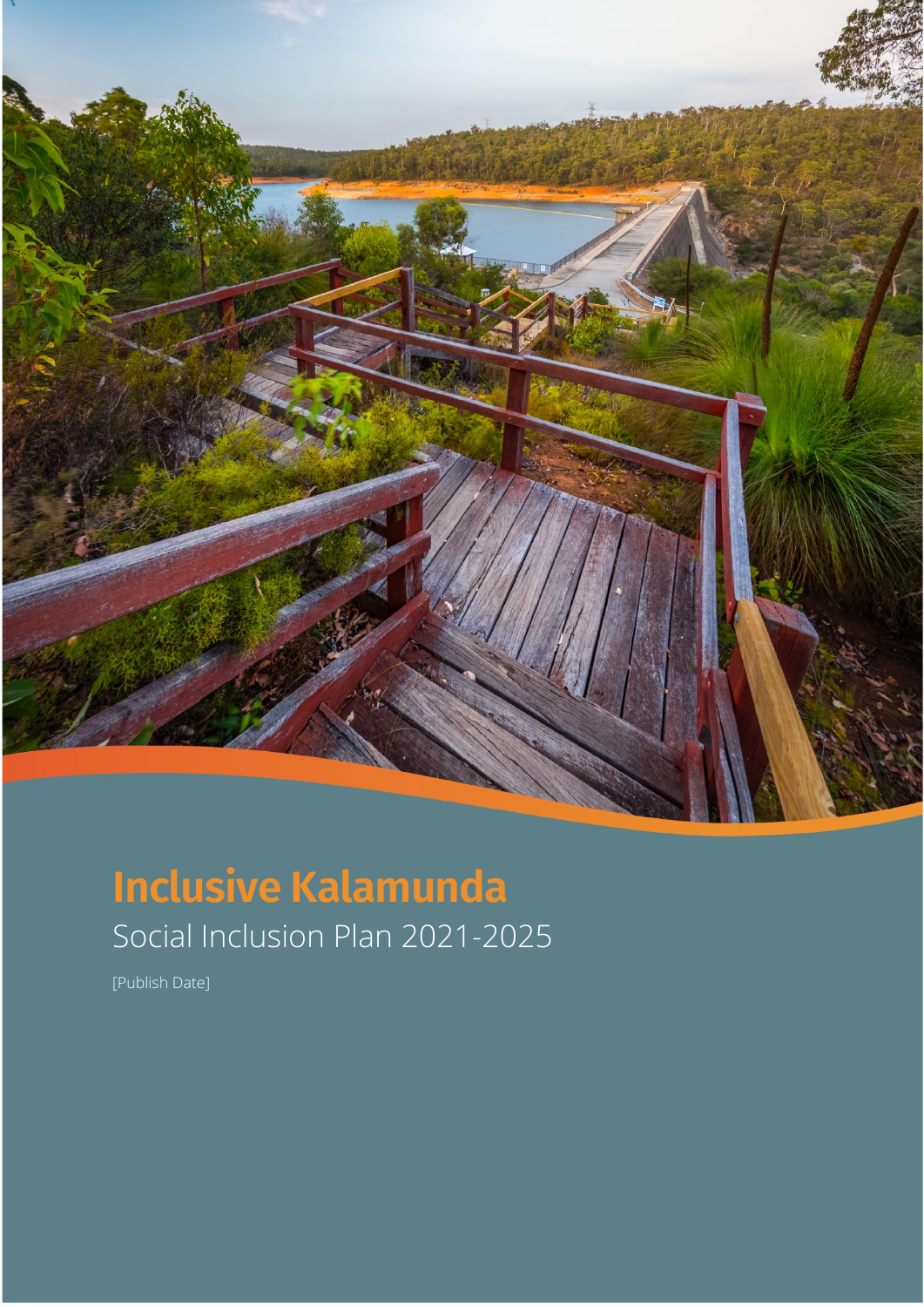# Inclusive Kalamunda

Social Inclusion Plan 2021-2025

[Publish Date]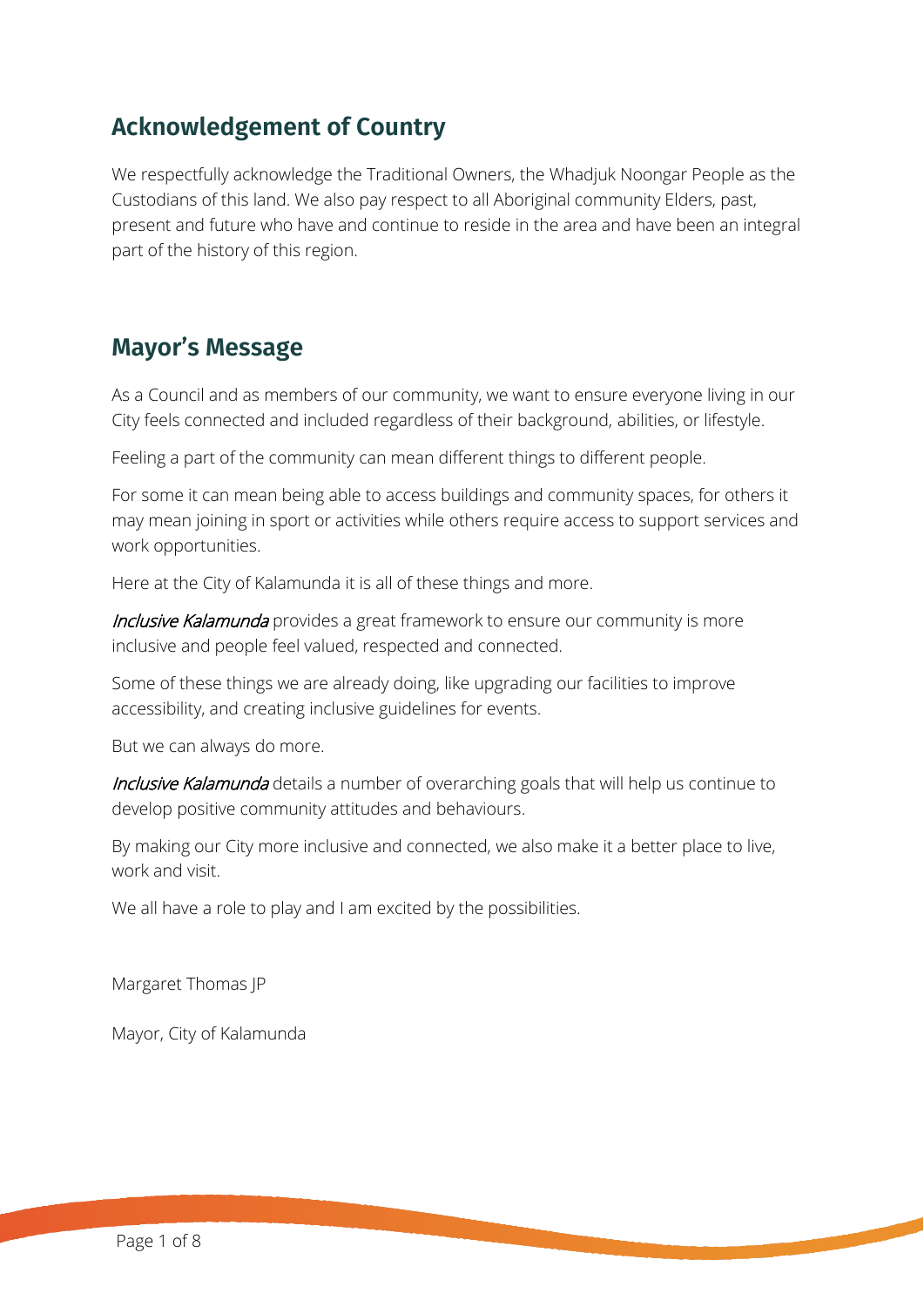## Acknowledgement of Country

We respectfully acknowledge the Traditional Owners, the Whadjuk Noongar People as the Custodians of this land. We also pay respect to all Aboriginal community Elders, past, present and future who have and continue to reside in the area and have been an integral part of the history of this region.

## Mayor's Message

As a Council and as members of our community, we want to ensure everyone living in our City feels connected and included regardless of their background, abilities, or lifestyle.

Feeling a part of the community can mean different things to different people.

For some it can mean being able to access buildings and community spaces, for others it may mean joining in sport or activities while others require access to support services and work opportunities.

Here at the City of Kalamunda it is all of these things and more.

*Inclusive Kalamunda* provides a great framework to ensure our community is more inclusive and people feel valued, respected and connected.

Some of these things we are already doing, like upgrading our facilities to improve accessibility, and creating inclusive guidelines for events.

But we can always do more.

*Inclusive Kalamunda* details a number of overarching goals that will help us continue to develop positive community attitudes and behaviours.

By making our City more inclusive and connected, we also make it a better place to live, work and visit.

We all have a role to play and I am excited by the possibilities.

Margaret Thomas JP

Mayor, City of Kalamunda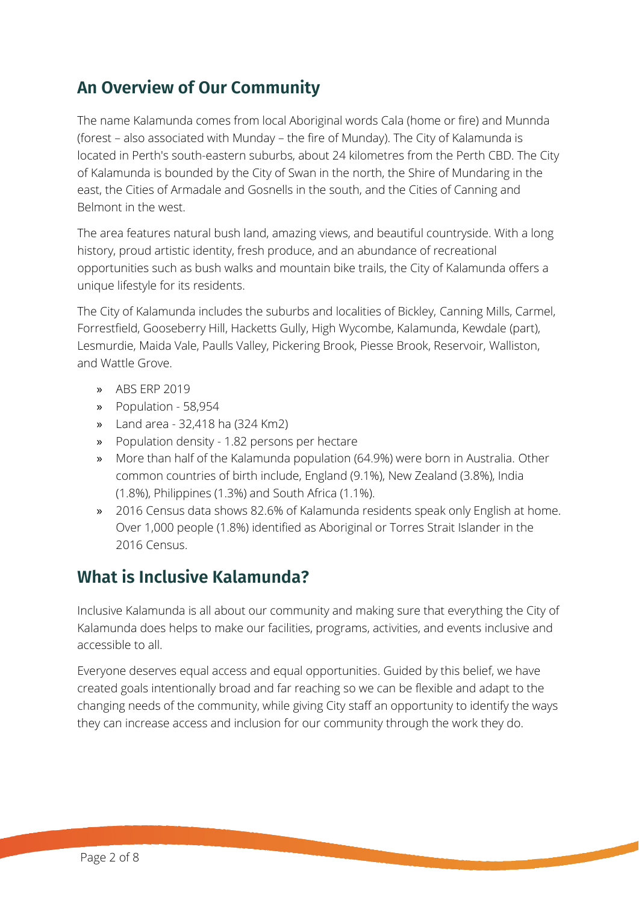## An Overview of Our Community

The name Kalamunda comes from local Aboriginal words Cala (home or fire) and Munnda (forest – also associated with Munday – the fire of Munday). The City of Kalamunda is located in Perth's south-eastern suburbs, about 24 kilometres from the Perth CBD. The City of Kalamunda is bounded by the City of Swan in the north, the Shire of Mundaring in the east, the Cities of Armadale and Gosnells in the south, and the Cities of Canning and Belmont in the west.

The area features natural bush land, amazing views, and beautiful countryside. With a long history, proud artistic identity, fresh produce, and an abundance of recreational opportunities such as bush walks and mountain bike trails, the City of Kalamunda offers a unique lifestyle for its residents.

The City of Kalamunda includes the suburbs and localities of Bickley, Canning Mills, Carmel, Forrestfield, Gooseberry Hill, Hacketts Gully, High Wycombe, Kalamunda, Kewdale (part), Lesmurdie, Maida Vale, Paulls Valley, Pickering Brook, Piesse Brook, Reservoir, Walliston, and Wattle Grove.

- ABS ERP 2019
- Population - 58,954
- Land area - 32,418 ha (324 Km2)
- Population density - 1.82 persons per hectare
- More than half of the Kalamunda population (64.9%) were born in Australia. Other common countries of birth include, England (9.1%), New Zealand (3.8%), India (1.8%), Philippines (1.3%) and South Africa (1.1%).
- 2016 Census data shows 82.6% of Kalamunda residents speak only English at home. Over 1,000 people (1.8%) identified as Aboriginal or Torres Strait Islander in the 2016 Census.

## What is Inclusive Kalamunda?

Inclusive Kalamunda is all about our community and making sure that everything the City of Kalamunda does helps to make our facilities, programs, activities, and events inclusive and accessible to all.

Everyone deserves equal access and equal opportunities. Guided by this belief, we have created goals intentionally broad and far reaching so we can be flexible and adapt to the changing needs of the community, while giving City staff an opportunity to identify the ways they can increase access and inclusion for our community through the work they do.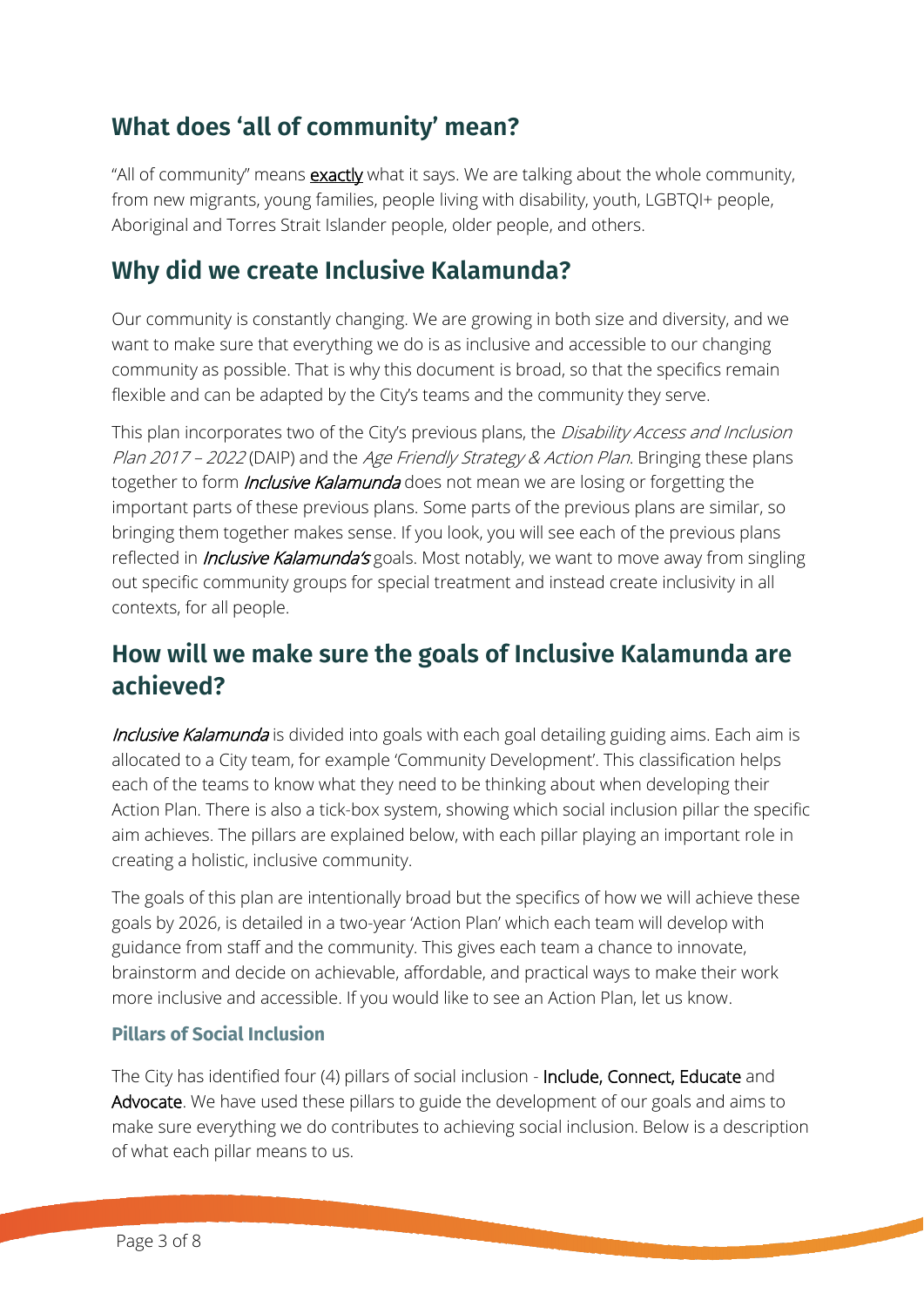## What does 'all of community' mean?

"All of community" means exactly what it says. We are talking about the whole community, from new migrants, young families, people living with disability, youth, LGBTQI+ people, Aboriginal and Torres Strait Islander people, older people, and others.

## Why did we create Inclusive Kalamunda?

Our community is constantly changing. We are growing in both size and diversity, and we want to make sure that everything we do is as inclusive and accessible to our changing community as possible. That is why this document is broad, so that the specifics remain flexible and can be adapted by the City's teams and the community they serve.

This plan incorporates two of the City's previous plans, the *Disability Access and Inclusion Plan 2017 – 2022* (DAIP) and the *Age Friendly Strategy & Action Plan*. Bringing these plans together to form *Inclusive Kalamunda* does not mean we are losing or forgetting the important parts of these previous plans. Some parts of the previous plans are similar, so bringing them together makes sense. If you look, you will see each of the previous plans reflected in *Inclusive Kalamunda's* goals. Most notably, we want to move away from singling out specific community groups for special treatment and instead create inclusivity in all contexts, for all people.

## How will we make sure the goals of Inclusive Kalamunda are achieved?

*Inclusive Kalamunda* is divided into goals with each goal detailing guiding aims. Each aim is allocated to a City team, for example 'Community Development'. This classification helps each of the teams to know what they need to be thinking about when developing their Action Plan. There is also a tick-box system, showing which social inclusion pillar the specific aim achieves. The pillars are explained below, with each pillar playing an important role in creating a holistic, inclusive community.

The goals of this plan are intentionally broad but the specifics of how we will achieve these goals by 2026, is detailed in a two-year 'Action Plan' which each team will develop with guidance from staff and the community. This gives each team a chance to innovate, brainstorm and decide on achievable, affordable, and practical ways to make their work more inclusive and accessible. If you would like to see an Action Plan, let us know.

### Pillars of Social Inclusion

The City has identified four (4) pillars of social inclusion - Include, Connect, Educate and Advocate. We have used these pillars to guide the development of our goals and aims to make sure everything we do contributes to achieving social inclusion. Below is a description of what each pillar means to us.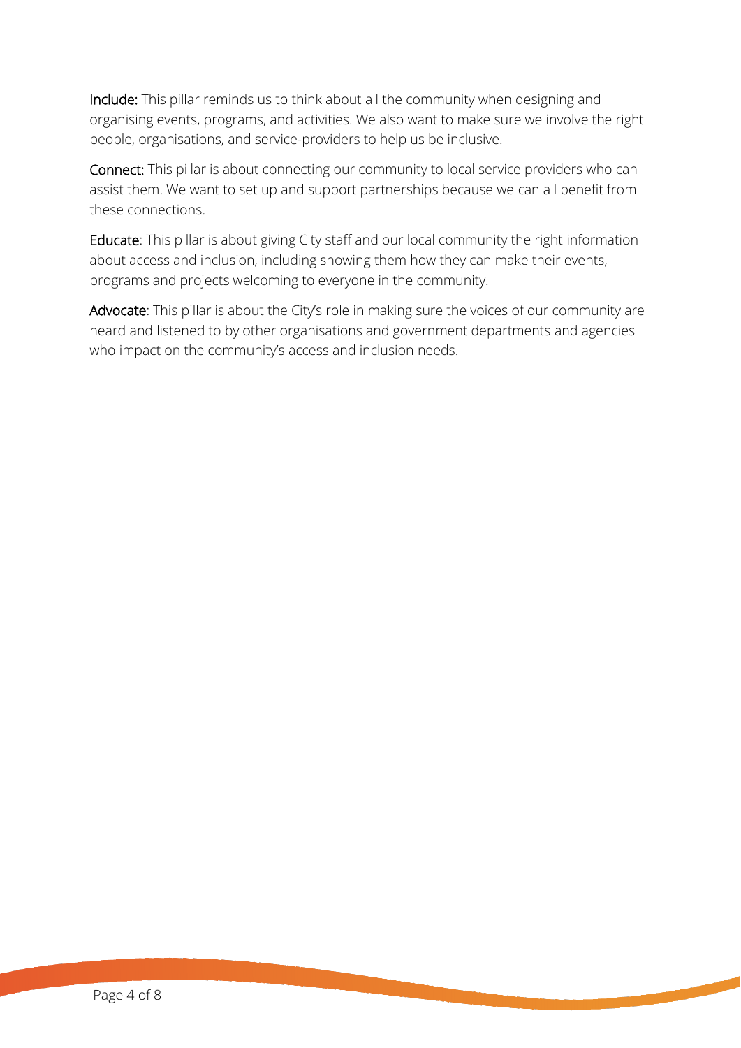**Include:** This pillar reminds us to think about all the community when designing and organising events, programs, and activities. We also want to make sure we involve the right people, organisations, and service-providers to help us be inclusive.

**Connect:** This pillar is about connecting our community to local service providers who can assist them. We want to set up and support partnerships because we can all benefit from these connections.

**Educate**: This pillar is about giving City staff and our local community the right information about access and inclusion, including showing them how they can make their events, programs and projects welcoming to everyone in the community.

**Advocate**: This pillar is about the City's role in making sure the voices of our community are heard and listened to by other organisations and government departments and agencies who impact on the community's access and inclusion needs.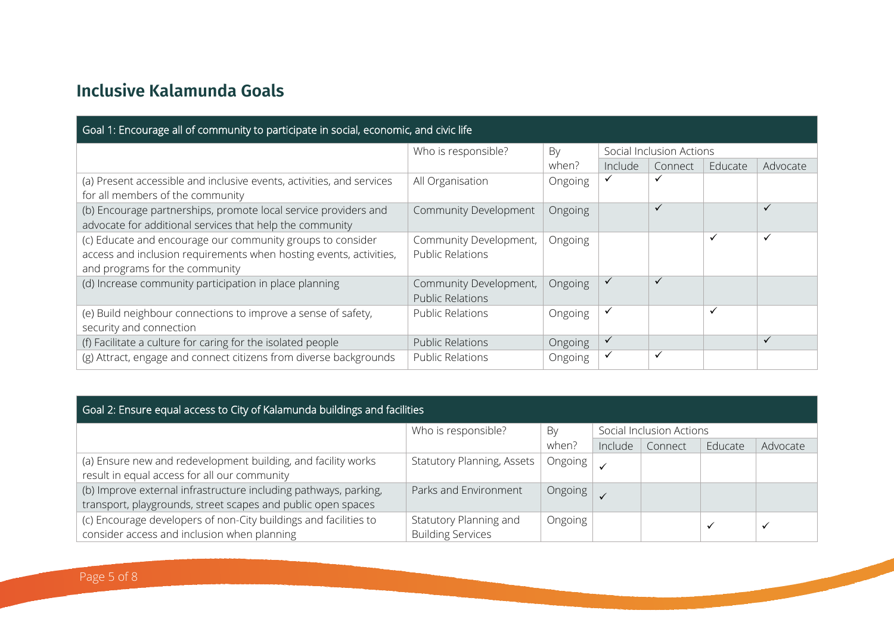## Inclusive Kalamunda Goals

| Goal 1: Encourage all of community to participate in social, economic, and civic life | | | | | | |
|---|---|---|---|---|---|---|
| | Who is responsible? | By when? | Social Inclusion Actions | | | |
| | | | Include | Connect | Educate | Advocate |
| (a) Present accessible and inclusive events, activities, and services for all members of the community | All Organisation | Ongoing | ✓ | ✓ | | |
| (b) Encourage partnerships, promote local service providers and advocate for additional services that help the community | Community Development | Ongoing | | ✓ | | ✓ |
| (c) Educate and encourage our community groups to consider access and inclusion requirements when hosting events, activities, and programs for the community | Community Development, Public Relations | Ongoing | | | ✓ | ✓ |
| (d) Increase community participation in place planning | Community Development, Public Relations | Ongoing | ✓ | ✓ | | |
| (e) Build neighbour connections to improve a sense of safety, security and connection | Public Relations | Ongoing | ✓ | | ✓ | |
| (f) Facilitate a culture for caring for the isolated people | Public Relations | Ongoing | ✓ | | | ✓ |
| (g) Attract, engage and connect citizens from diverse backgrounds | Public Relations | Ongoing | ✓ | ✓ | | |

| Goal 2: Ensure equal access to City of Kalamunda buildings and facilities | | | | | | |
|---|---|---|---|---|---|---|
| | Who is responsible? | By when? | Social Inclusion Actions | | | |
| | | | Include | Connect | Educate | Advocate |
| (a) Ensure new and redevelopment building, and facility works result in equal access for all our community | Statutory Planning, Assets | Ongoing | ✓ | | | |
| (b) Improve external infrastructure including pathways, parking, transport, playgrounds, street scapes and public open spaces | Parks and Environment | Ongoing | ✓ | | | |
| (c) Encourage developers of non-City buildings and facilities to consider access and inclusion when planning | Statutory Planning and Building Services | Ongoing | | | ✓ | ✓ |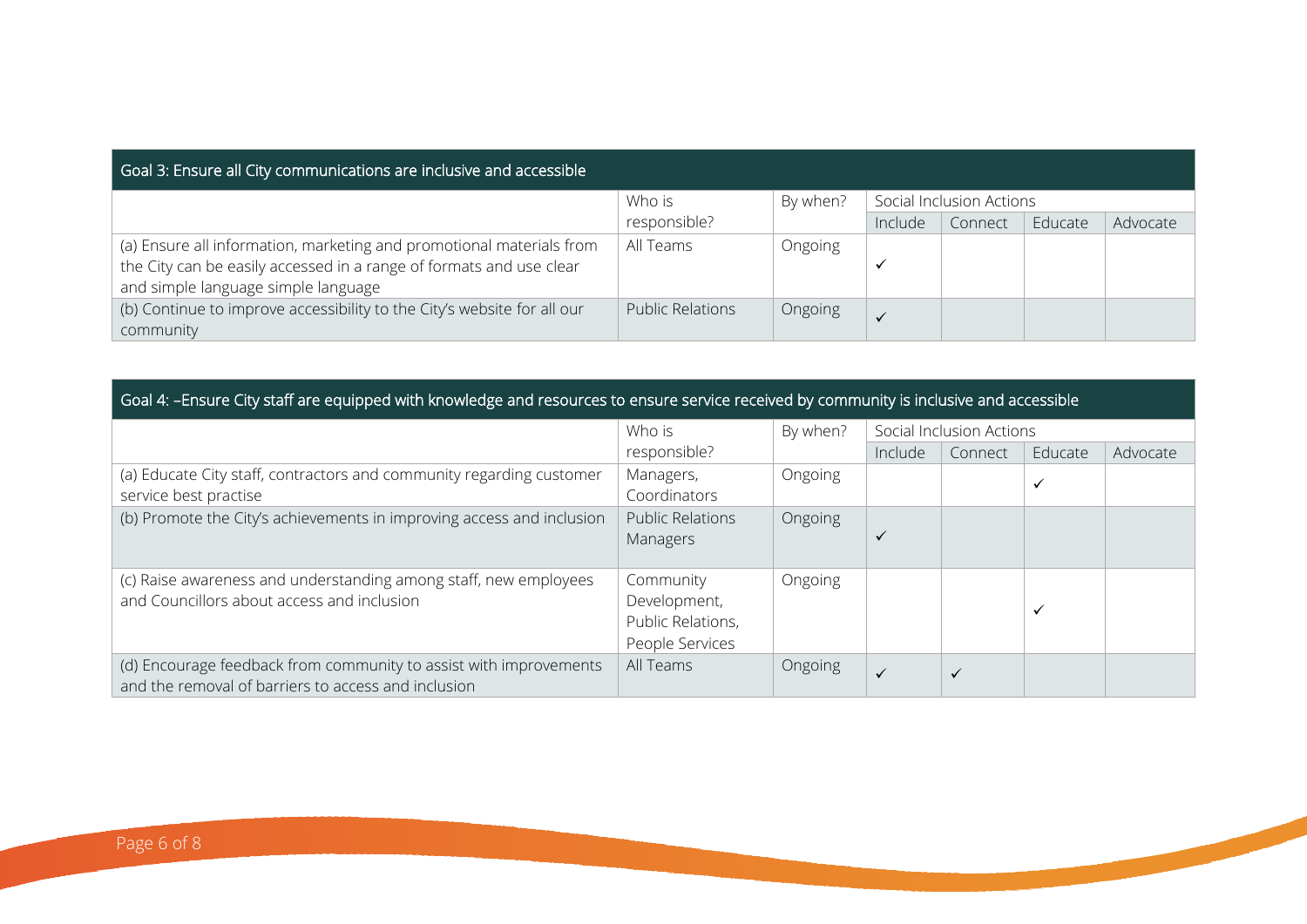| Goal 3: Ensure all City communications are inclusive and accessible | | | | | | |
|---|---|---|---|---|---|---|
| | Who is responsible? | By when? | Social Inclusion Actions | | | |
| | | | Include | Connect | Educate | Advocate |
| (a) Ensure all information, marketing and promotional materials from the City can be easily accessed in a range of formats and use clear and simple language simple language | All Teams | Ongoing | ✓ | | | |
| (b) Continue to improve accessibility to the City's website for all our community | Public Relations | Ongoing | ✓ | | | |

| Goal 4: –Ensure City staff are equipped with knowledge and resources to ensure service received by community is inclusive and accessible | | | | | | |
|---|---|---|---|---|---|---|
| | Who is responsible? | By when? | Social Inclusion Actions | | | |
| | | | Include | Connect | Educate | Advocate |
| (a) Educate City staff, contractors and community regarding customer service best practise | Managers, Coordinators | Ongoing | | | ✓ | |
| (b) Promote the City's achievements in improving access and inclusion | Public Relations Managers | Ongoing | ✓ | | | |
| (c) Raise awareness and understanding among staff, new employees and Councillors about access and inclusion | Community Development, Public Relations, People Services | Ongoing | | | ✓ | |
| (d) Encourage feedback from community to assist with improvements and the removal of barriers to access and inclusion | All Teams | Ongoing | ✓ | ✓ | | |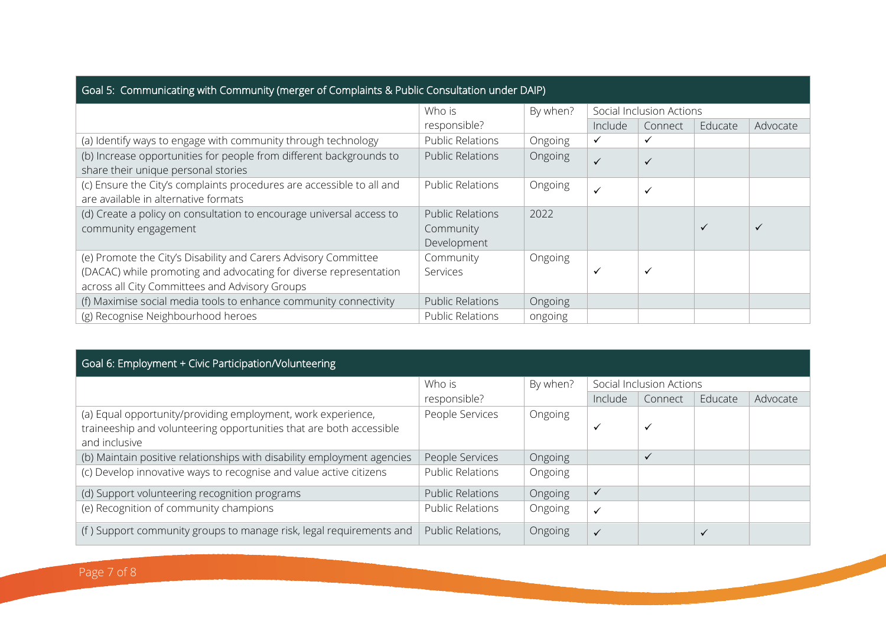| Goal 5: Communicating with Community (merger of Complaints & Public Consultation under DAIP) | | | | | | |
|---|---|---|---|---|---|---|
| | Who is responsible? | By when? | Social Inclusion Actions | | | |
| | | | Include | Connect | Educate | Advocate |
| (a) Identify ways to engage with community through technology | Public Relations | Ongoing | ✓ | ✓ | | |
| (b) Increase opportunities for people from different backgrounds to share their unique personal stories | Public Relations | Ongoing | ✓ | ✓ | | |
| (c) Ensure the City's complaints procedures are accessible to all and are available in alternative formats | Public Relations | Ongoing | ✓ | ✓ | | |
| (d) Create a policy on consultation to encourage universal access to community engagement | Public Relations Community Development | 2022 | | | ✓ | ✓ |
| (e) Promote the City's Disability and Carers Advisory Committee (DACAC) while promoting and advocating for diverse representation across all City Committees and Advisory Groups | Community Services | Ongoing | ✓ | ✓ | | |
| (f) Maximise social media tools to enhance community connectivity | Public Relations | Ongoing | | | | |
| (g) Recognise Neighbourhood heroes | Public Relations | ongoing | | | | |

| Goal 6: Employment + Civic Participation/Volunteering | | | | | | |
|---|---|---|---|---|---|---|
| | Who is responsible? | By when? | Social Inclusion Actions | | | |
| | | | Include | Connect | Educate | Advocate |
| (a) Equal opportunity/providing employment, work experience, traineeship and volunteering opportunities that are both accessible and inclusive | People Services | Ongoing | ✓ | ✓ | | |
| (b) Maintain positive relationships with disability employment agencies | People Services | Ongoing | | ✓ | | |
| (c) Develop innovative ways to recognise and value active citizens | Public Relations | Ongoing | | | | |
| (d) Support volunteering recognition programs | Public Relations | Ongoing | ✓ | | | |
| (e) Recognition of community champions | Public Relations | Ongoing | ✓ | | | |
| (f ) Support community groups to manage risk, legal requirements and | Public Relations, | Ongoing | ✓ | | ✓ | |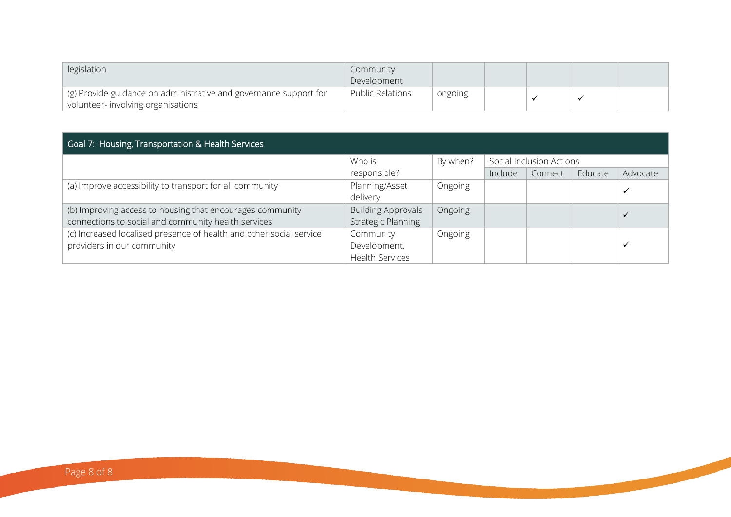| | | | | | | |
|---|---|---|---|---|---|---|
| legislation | Community Development | | | | | |
| (g) Provide guidance on administrative and governance support for volunteer- involving organisations | Public Relations | ongoing | | ✓ | ✓ | |

| Goal 7: Housing, Transportation & Health Services | | | | | | |
|---|---|---|---|---|---|---|
| | Who is responsible? | By when? | Social Inclusion Actions | | | |
| | | | Include | Connect | Educate | Advocate |
| (a) Improve accessibility to transport for all community | Planning/Asset delivery | Ongoing | | | | ✓ |
| (b) Improving access to housing that encourages community connections to social and community health services | Building Approvals, Strategic Planning | Ongoing | | | | ✓ |
| (c) Increased localised presence of health and other social service providers in our community | Community Development, Health Services | Ongoing | | | | ✓ |